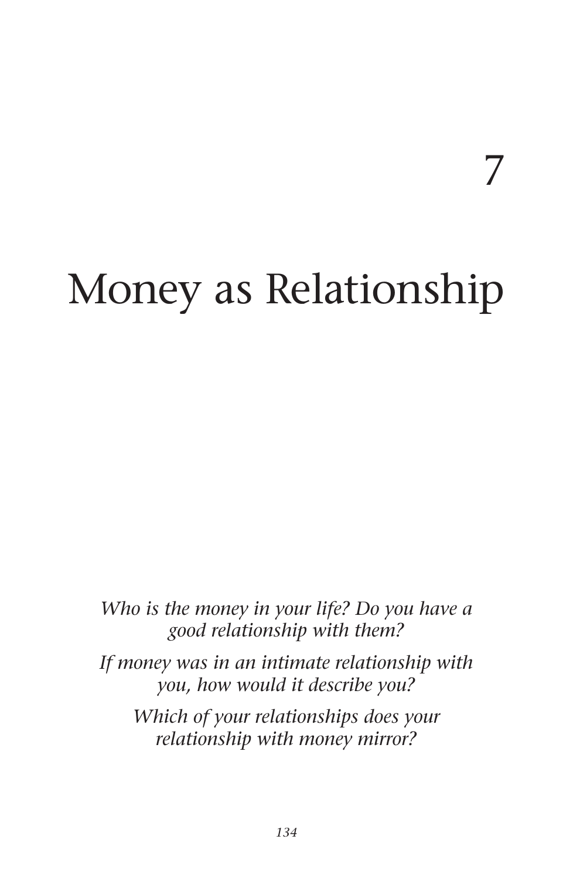# 7

# Money as Relationship

*Who is the money in your life? Do you have a good relationship with them?*

*If money was in an intimate relationship with you, how would it describe you?*

*Which of your relationships does your relationship with money mirror?*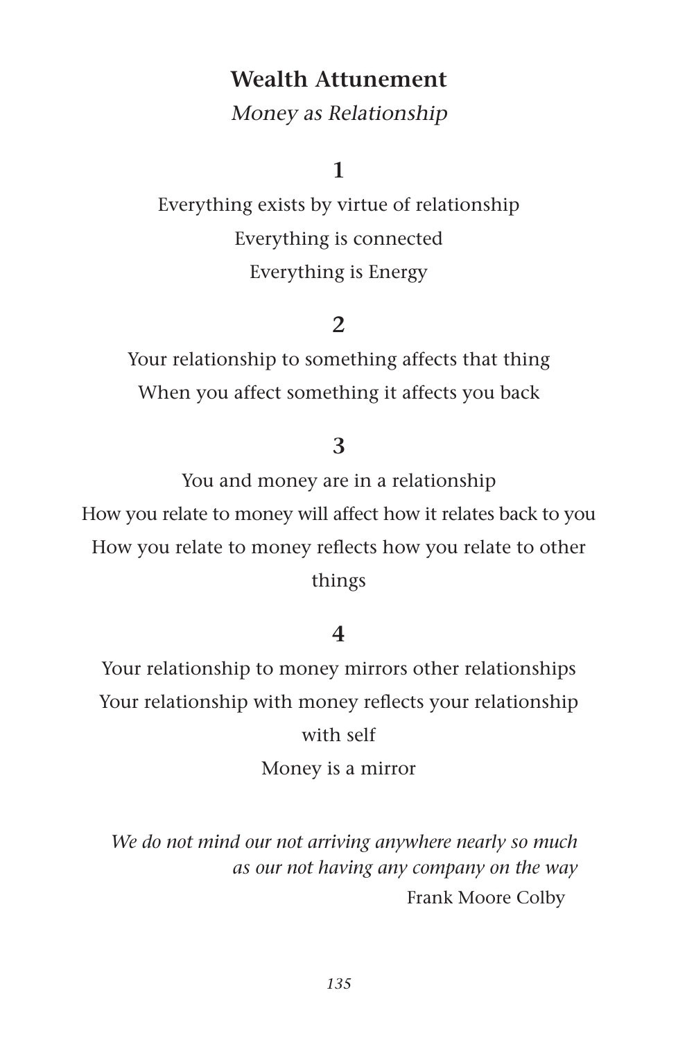## Wealth Attunement

*Money as Relationship*

**1**

Everything exists by virtue of relationship

Everything is connected

Everything is Energy

**2**

Your relationship to something affects that thing

When you affect something it affects you back

**3**

You and money are in a relationship

How you relate to money will affect how it relates back to you

How you relate to money reflects how you relate to other things

**4**

Your relationship to money mirrors other relationships

Your relationship with money reflects your relationship with self

Money is a mirror

*We do not mind our not arriving anywhere nearly so much as our not having any company on the way*

Frank Moore Colby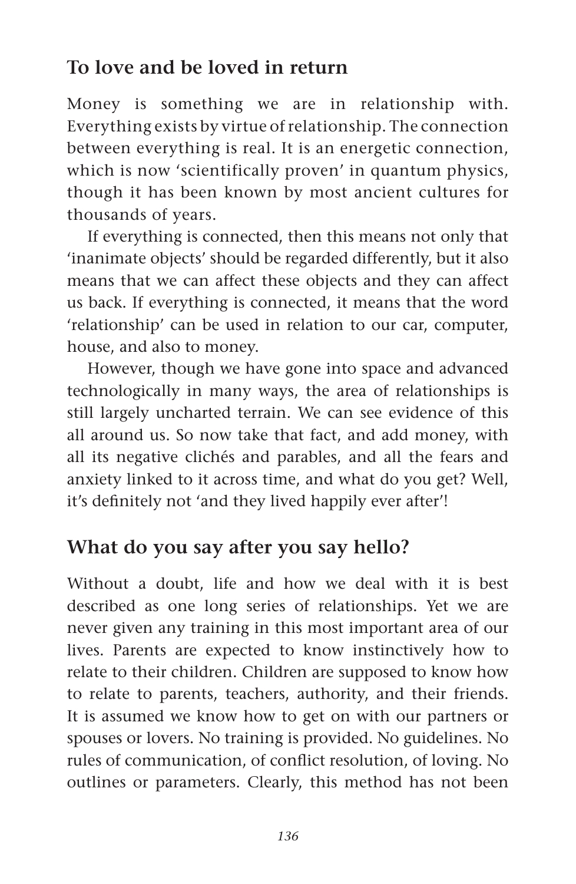## To love and be loved in return

Money is something we are in relationship with. Everything exists by virtue of relationship. The connection between everything is real. It is an energetic connection, which is now 'scientifically proven' in quantum physics, though it has been known by most ancient cultures for thousands of years.

If everything is connected, then this means not only that 'inanimate objects' should be regarded differently, but it also means that we can affect these objects and they can affect us back. If everything is connected, it means that the word 'relationship' can be used in relation to our car, computer, house, and also to money.

However, though we have gone into space and advanced technologically in many ways, the area of relationships is still largely uncharted terrain. We can see evidence of this all around us. So now take that fact, and add money, with all its negative clichés and parables, and all the fears and anxiety linked to it across time, and what do you get? Well, it's definitely not 'and they lived happily ever after'!

## What do you say after you say hello?

Without a doubt, life and how we deal with it is best described as one long series of relationships. Yet we are never given any training in this most important area of our lives. Parents are expected to know instinctively how to relate to their children. Children are supposed to know how to relate to parents, teachers, authority, and their friends. It is assumed we know how to get on with our partners or spouses or lovers. No training is provided. No guidelines. No rules of communication, of conflict resolution, of loving. No outlines or parameters. Clearly, this method has not been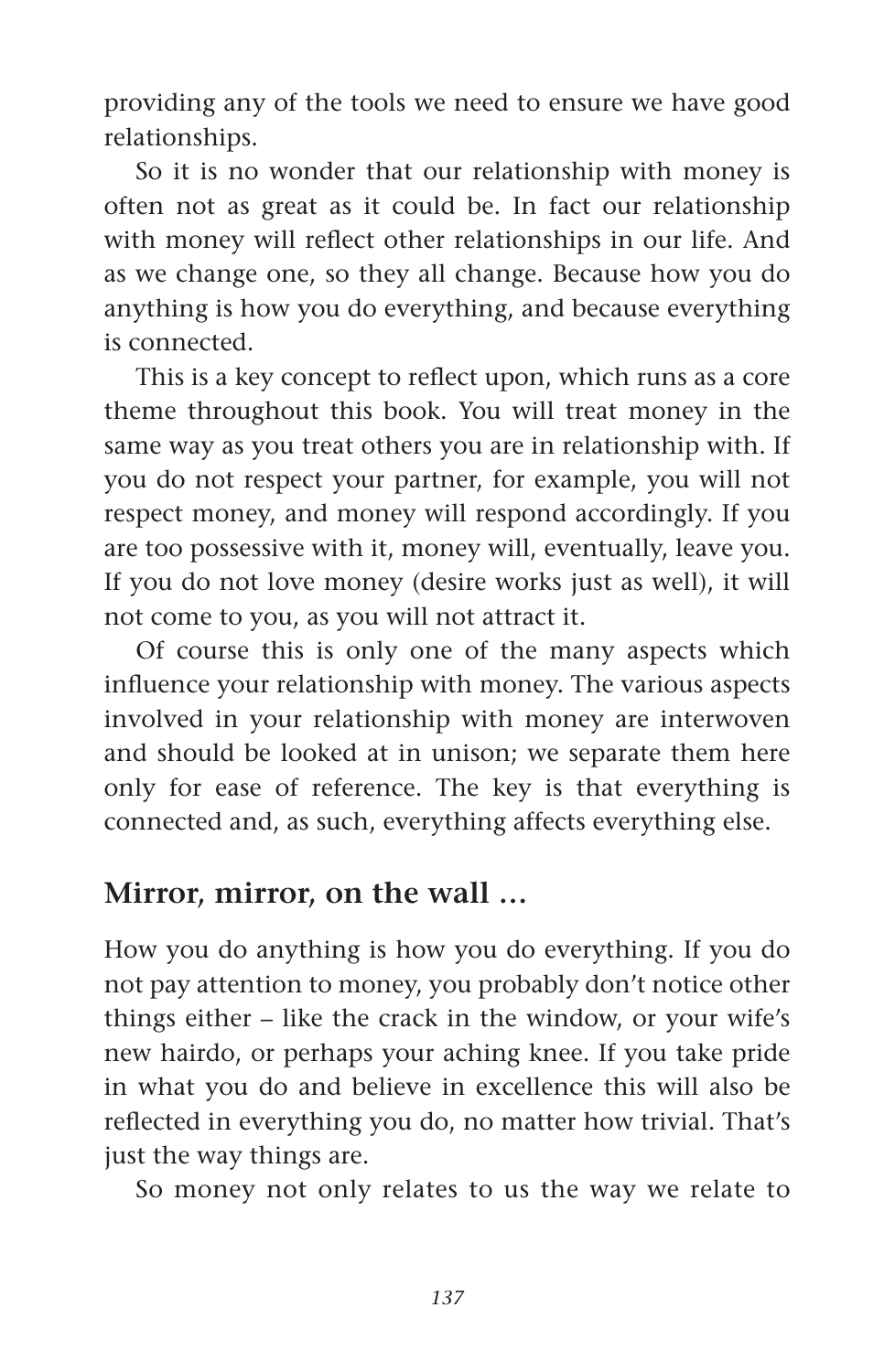providing any of the tools we need to ensure we have good relationships.

So it is no wonder that our relationship with money is often not as great as it could be. In fact our relationship with money will reflect other relationships in our life. And as we change one, so they all change. Because how you do anything is how you do everything, and because everything is connected.

This is a key concept to reflect upon, which runs as a core theme throughout this book. You will treat money in the same way as you treat others you are in relationship with. If you do not respect your partner, for example, you will not respect money, and money will respond accordingly. If you are too possessive with it, money will, eventually, leave you. If you do not love money (desire works just as well), it will not come to you, as you will not attract it.

Of course this is only one of the many aspects which influence your relationship with money. The various aspects involved in your relationship with money are interwoven and should be looked at in unison; we separate them here only for ease of reference. The key is that everything is connected and, as such, everything affects everything else.

## Mirror, mirror, on the wall …

How you do anything is how you do everything. If you do not pay attention to money, you probably don't notice other things either – like the crack in the window, or your wife's new hairdo, or perhaps your aching knee. If you take pride in what you do and believe in excellence this will also be reflected in everything you do, no matter how trivial. That's just the way things are.

So money not only relates to us the way we relate to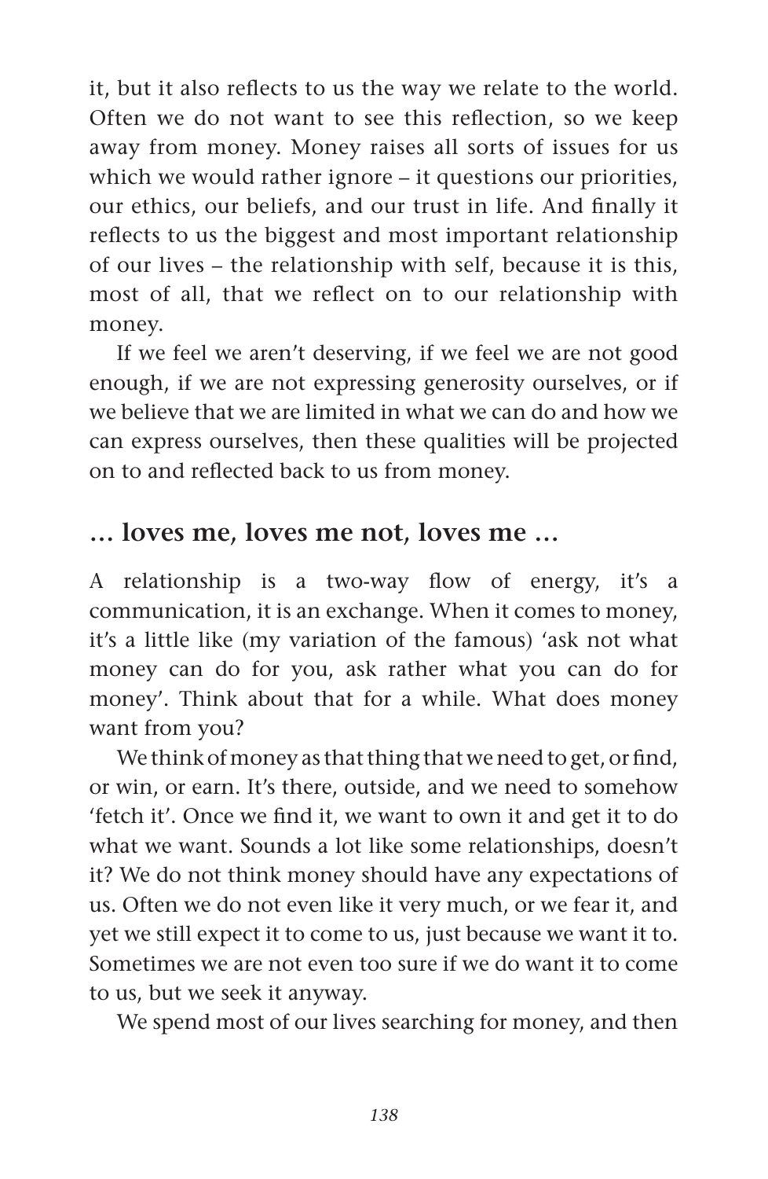it, but it also reflects to us the way we relate to the world. Often we do not want to see this reflection, so we keep away from money. Money raises all sorts of issues for us which we would rather ignore – it questions our priorities, our ethics, our beliefs, and our trust in life. And finally it reflects to us the biggest and most important relationship of our lives – the relationship with self, because it is this, most of all, that we reflect on to our relationship with money.

If we feel we aren't deserving, if we feel we are not good enough, if we are not expressing generosity ourselves, or if we believe that we are limited in what we can do and how we can express ourselves, then these qualities will be projected on to and reflected back to us from money.

## … loves me, loves me not, loves me …

A relationship is a two-way flow of energy, it's a communication, it is an exchange. When it comes to money, it's a little like (my variation of the famous) 'ask not what money can do for you, ask rather what you can do for money'. Think about that for a while. What does money want from you?

We think of money as that thing that we need to get, or find, or win, or earn. It's there, outside, and we need to somehow 'fetch it'. Once we find it, we want to own it and get it to do what we want. Sounds a lot like some relationships, doesn't it? We do not think money should have any expectations of us. Often we do not even like it very much, or we fear it, and yet we still expect it to come to us, just because we want it to. Sometimes we are not even too sure if we do want it to come to us, but we seek it anyway.

We spend most of our lives searching for money, and then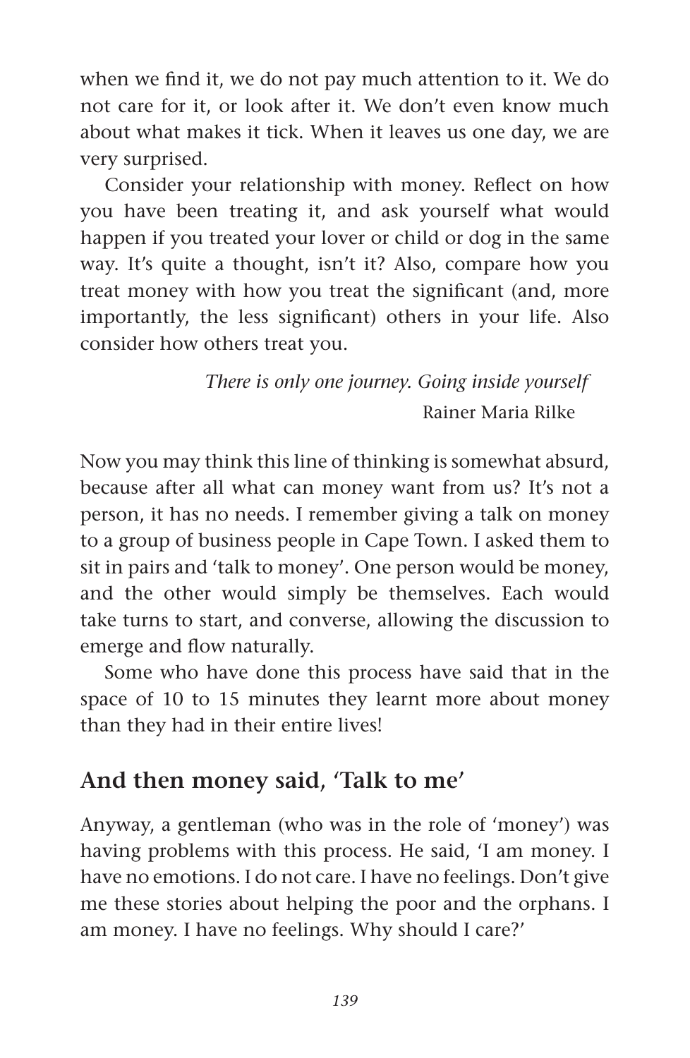when we find it, we do not pay much attention to it. We do not care for it, or look after it. We don't even know much about what makes it tick. When it leaves us one day, we are very surprised.

Consider your relationship with money. Reflect on how you have been treating it, and ask yourself what would happen if you treated your lover or child or dog in the same way. It's quite a thought, isn't it? Also, compare how you treat money with how you treat the significant (and, more importantly, the less significant) others in your life. Also consider how others treat you.

> *There is only one journey. Going inside yourself*
>
> Rainer Maria Rilke

Now you may think this line of thinking is somewhat absurd, because after all what can money want from us? It's not a person, it has no needs. I remember giving a talk on money to a group of business people in Cape Town. I asked them to sit in pairs and 'talk to money'. One person would be money, and the other would simply be themselves. Each would take turns to start, and converse, allowing the discussion to emerge and flow naturally.

Some who have done this process have said that in the space of 10 to 15 minutes they learnt more about money than they had in their entire lives!

## And then money said, 'Talk to me'

Anyway, a gentleman (who was in the role of 'money') was having problems with this process. He said, 'I am money. I have no emotions. I do not care. I have no feelings. Don't give me these stories about helping the poor and the orphans. I am money. I have no feelings. Why should I care?'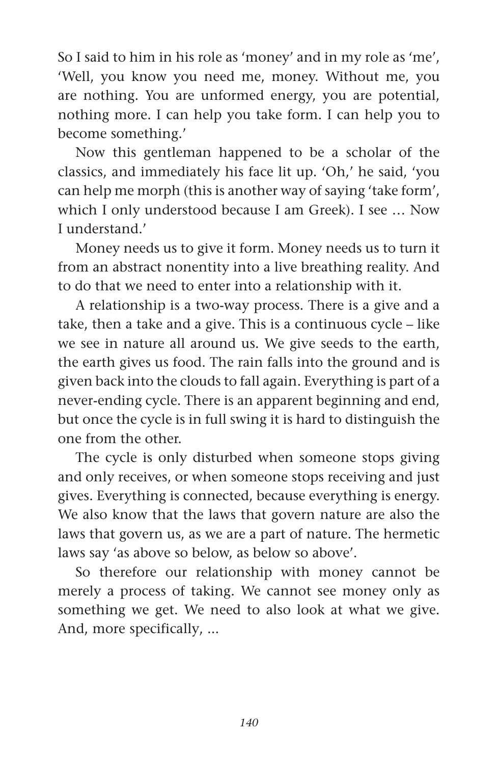So I said to him in his role as 'money' and in my role as 'me', 'Well, you know you need me, money. Without me, you are nothing. You are unformed energy, you are potential, nothing more. I can help you take form. I can help you to become something.'

Now this gentleman happened to be a scholar of the classics, and immediately his face lit up. 'Oh,' he said, 'you can help me morph (this is another way of saying 'take form', which I only understood because I am Greek). I see … Now I understand.'

Money needs us to give it form. Money needs us to turn it from an abstract nonentity into a live breathing reality. And to do that we need to enter into a relationship with it.

A relationship is a two-way process. There is a give and a take, then a take and a give. This is a continuous cycle – like we see in nature all around us. We give seeds to the earth, the earth gives us food. The rain falls into the ground and is given back into the clouds to fall again. Everything is part of a never-ending cycle. There is an apparent beginning and end, but once the cycle is in full swing it is hard to distinguish the one from the other.

The cycle is only disturbed when someone stops giving and only receives, or when someone stops receiving and just gives. Everything is connected, because everything is energy. We also know that the laws that govern nature are also the laws that govern us, as we are a part of nature. The hermetic laws say 'as above so below, as below so above'.

So therefore our relationship with money cannot be merely a process of taking. We cannot see money only as something we get. We need to also look at what we give. And, more specifically, ...